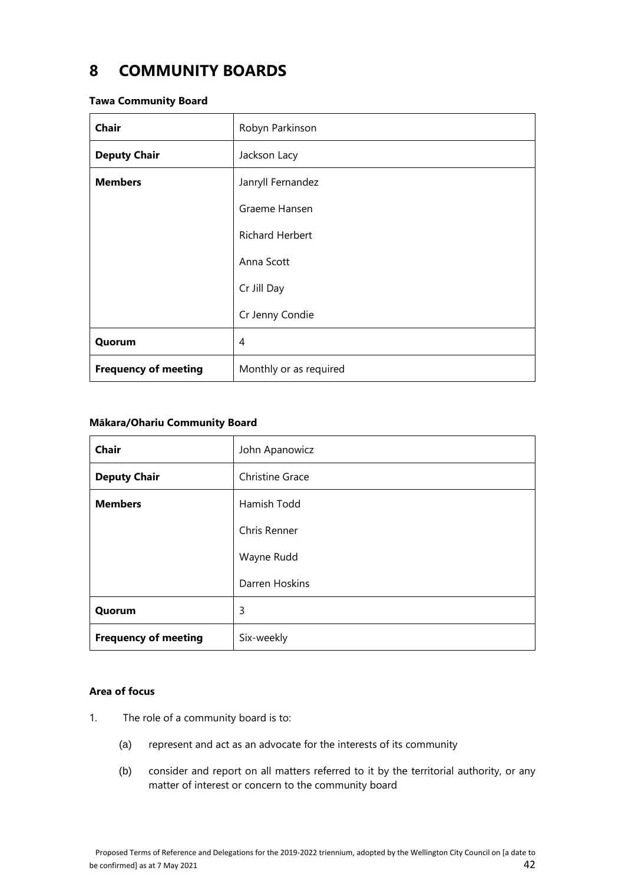# 8 COMMUNITY BOARDS

**Tawa Community Board**

| **Chair** | Robyn Parkinson |
|---|---|
| **Deputy Chair** | Jackson Lacy |
| **Members** | Janryll Fernandez<br>Graeme Hansen<br>Richard Herbert<br>Anna Scott<br>Cr Jill Day<br>Cr Jenny Condie |
| **Quorum** | 4 |
| **Frequency of meeting** | Monthly or as required |

**Mākara/Ohariu Community Board**

| **Chair** | John Apanowicz |
|---|---|
| **Deputy Chair** | Christine Grace |
| **Members** | Hamish Todd<br>Chris Renner<br>Wayne Rudd<br>Darren Hoskins |
| **Quorum** | 3 |
| **Frequency of meeting** | Six-weekly |

**Area of focus**

1. The role of a community board is to:

   (a) represent and act as an advocate for the interests of its community

   (b) consider and report on all matters referred to it by the territorial authority, or any matter of interest or concern to the community board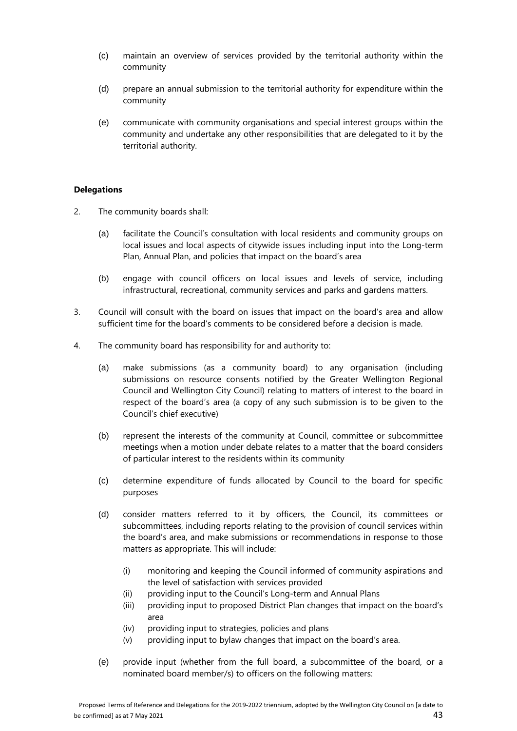(c) maintain an overview of services provided by the territorial authority within the community

(d) prepare an annual submission to the territorial authority for expenditure within the community

(e) communicate with community organisations and special interest groups within the community and undertake any other responsibilities that are delegated to it by the territorial authority.

**Delegations**

2. The community boards shall:

   (a) facilitate the Council's consultation with local residents and community groups on local issues and local aspects of citywide issues including input into the Long-term Plan, Annual Plan, and policies that impact on the board's area

   (b) engage with council officers on local issues and levels of service, including infrastructural, recreational, community services and parks and gardens matters.

3. Council will consult with the board on issues that impact on the board's area and allow sufficient time for the board's comments to be considered before a decision is made.

4. The community board has responsibility for and authority to:

   (a) make submissions (as a community board) to any organisation (including submissions on resource consents notified by the Greater Wellington Regional Council and Wellington City Council) relating to matters of interest to the board in respect of the board's area (a copy of any such submission is to be given to the Council's chief executive)

   (b) represent the interests of the community at Council, committee or subcommittee meetings when a motion under debate relates to a matter that the board considers of particular interest to the residents within its community

   (c) determine expenditure of funds allocated by Council to the board for specific purposes

   (d) consider matters referred to it by officers, the Council, its committees or subcommittees, including reports relating to the provision of council services within the board's area, and make submissions or recommendations in response to those matters as appropriate. This will include:

      (i) monitoring and keeping the Council informed of community aspirations and the level of satisfaction with services provided
      (ii) providing input to the Council's Long-term and Annual Plans
      (iii) providing input to proposed District Plan changes that impact on the board's area
      (iv) providing input to strategies, policies and plans
      (v) providing input to bylaw changes that impact on the board's area.

   (e) provide input (whether from the full board, a subcommittee of the board, or a nominated board member/s) to officers on the following matters: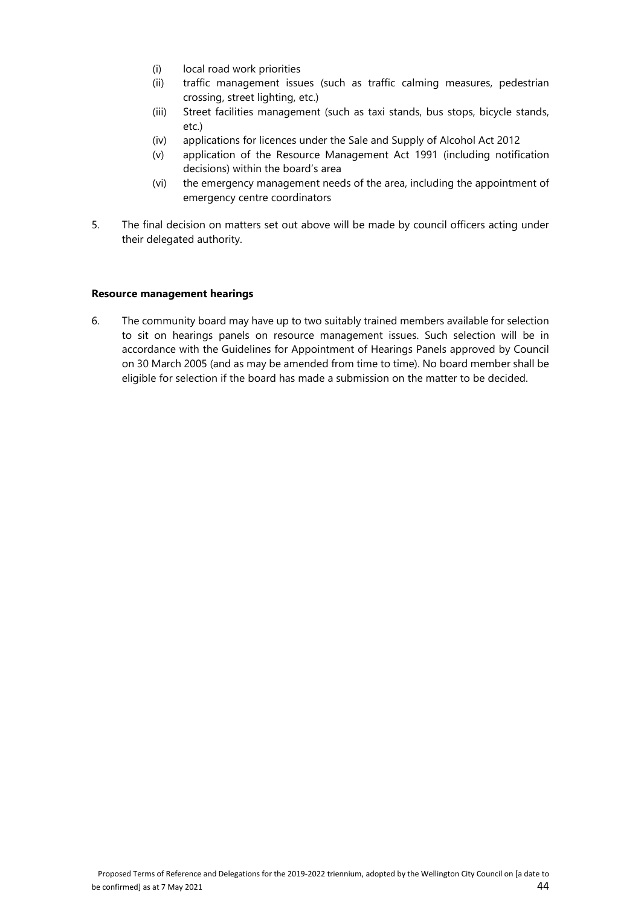(i) local road work priorities
(ii) traffic management issues (such as traffic calming measures, pedestrian crossing, street lighting, etc.)
(iii) Street facilities management (such as taxi stands, bus stops, bicycle stands, etc.)
(iv) applications for licences under the Sale and Supply of Alcohol Act 2012
(v) application of the Resource Management Act 1991 (including notification decisions) within the board's area
(vi) the emergency management needs of the area, including the appointment of emergency centre coordinators

5. The final decision on matters set out above will be made by council officers acting under their delegated authority.

**Resource management hearings**

6. The community board may have up to two suitably trained members available for selection to sit on hearings panels on resource management issues. Such selection will be in accordance with the Guidelines for Appointment of Hearings Panels approved by Council on 30 March 2005 (and as may be amended from time to time). No board member shall be eligible for selection if the board has made a submission on the matter to be decided.